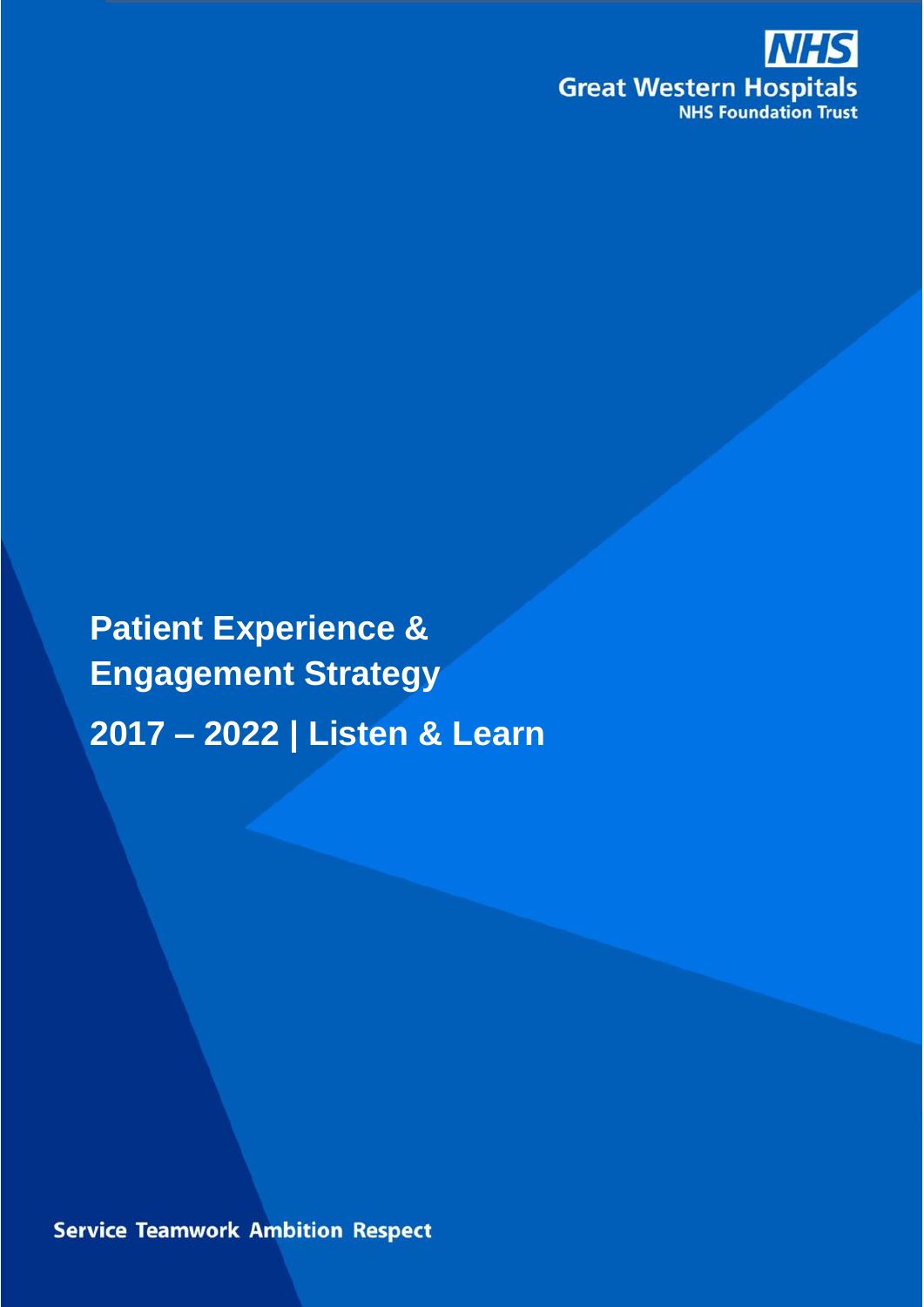NHS
Great Western Hospitals
NHS Foundation Trust

# Patient Experience & Engagement Strategy

## 2017 – 2022 | Listen & Learn

Service Teamwork Ambition Respect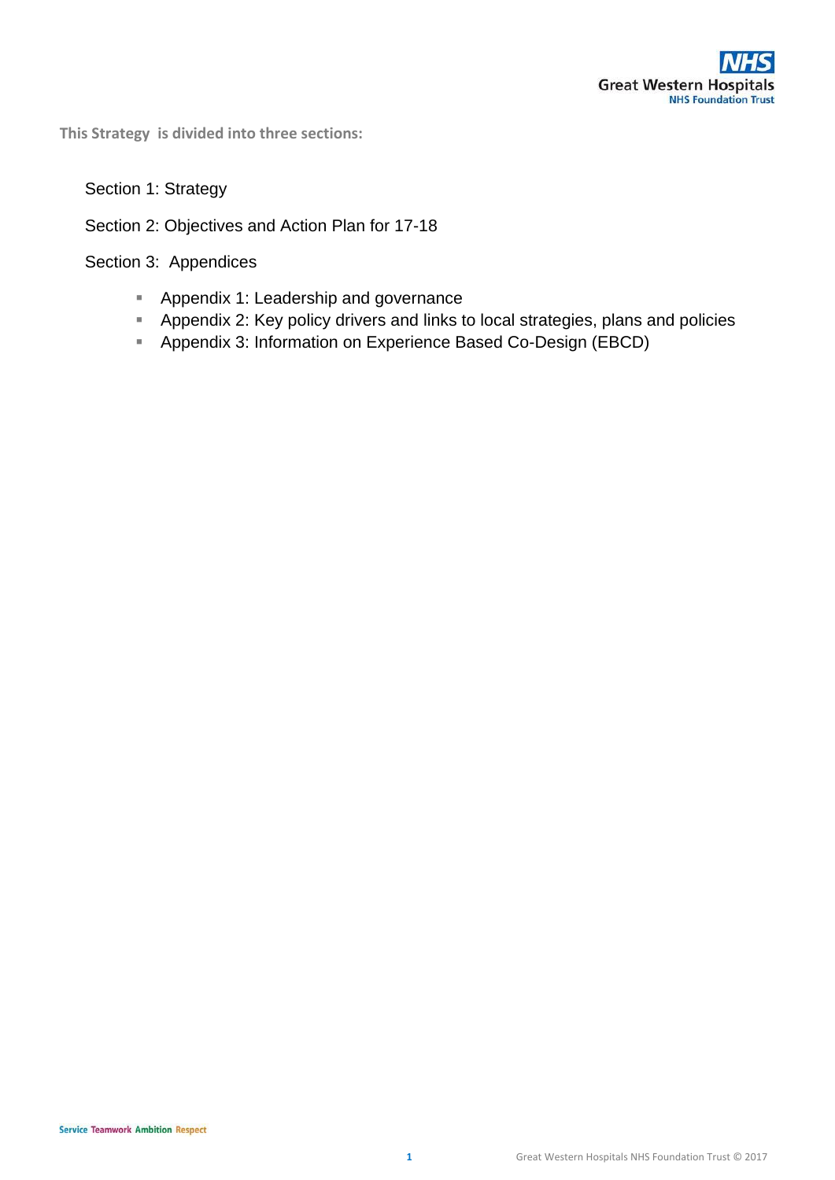**This Strategy is divided into three sections:**

Section 1: Strategy

Section 2: Objectives and Action Plan for 17-18

Section 3: Appendices

- Appendix 1: Leadership and governance
- Appendix 2: Key policy drivers and links to local strategies, plans and policies
- Appendix 3: Information on Experience Based Co-Design (EBCD)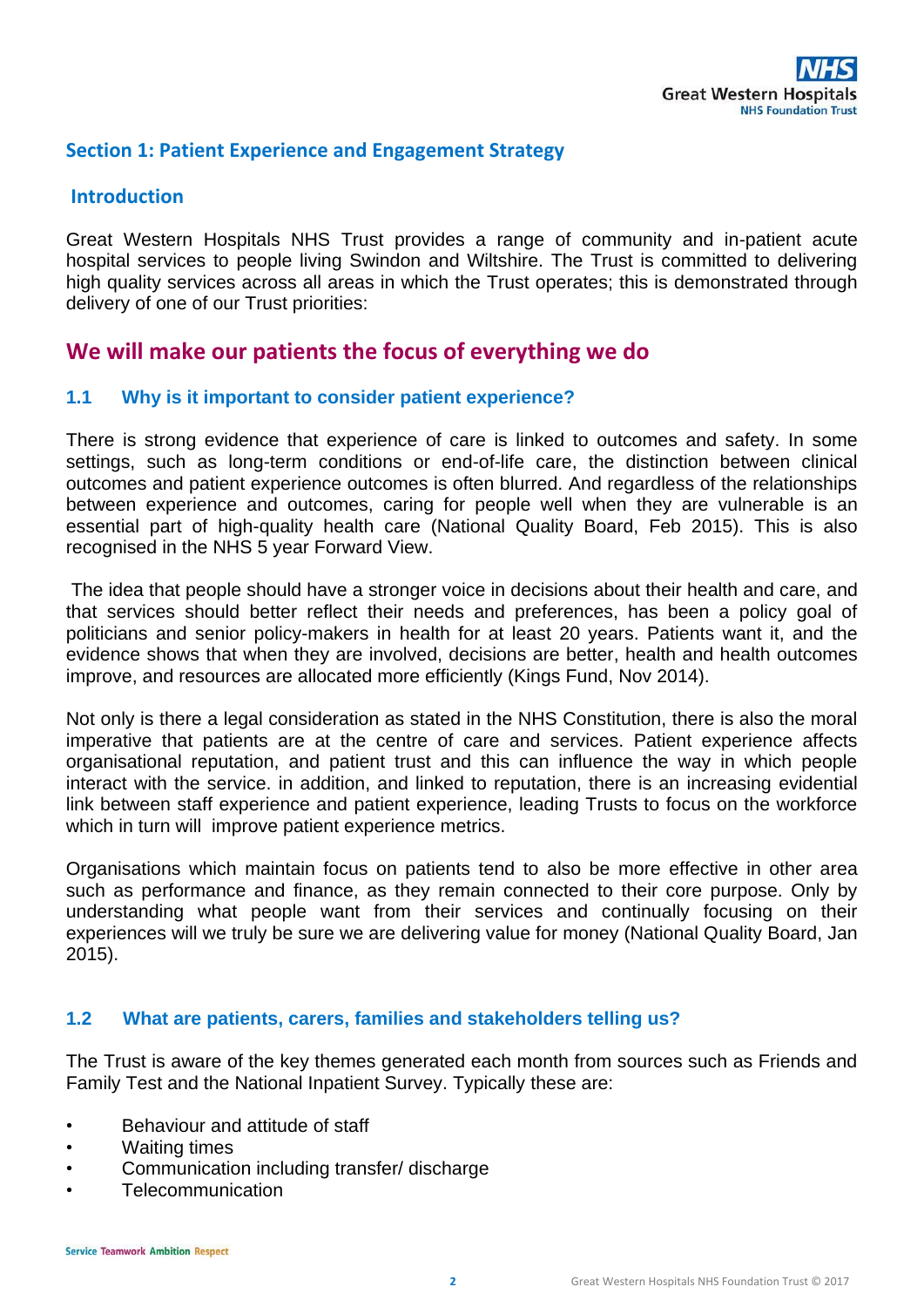## Section 1: Patient Experience and Engagement Strategy

### Introduction

Great Western Hospitals NHS Trust provides a range of community and in-patient acute hospital services to people living Swindon and Wiltshire. The Trust is committed to delivering high quality services across all areas in which the Trust operates; this is demonstrated through delivery of one of our Trust priorities:

## We will make our patients the focus of everything we do

### 1.1 Why is it important to consider patient experience?

There is strong evidence that experience of care is linked to outcomes and safety. In some settings, such as long-term conditions or end-of-life care, the distinction between clinical outcomes and patient experience outcomes is often blurred. And regardless of the relationships between experience and outcomes, caring for people well when they are vulnerable is an essential part of high-quality health care (National Quality Board, Feb 2015). This is also recognised in the NHS 5 year Forward View.

The idea that people should have a stronger voice in decisions about their health and care, and that services should better reflect their needs and preferences, has been a policy goal of politicians and senior policy-makers in health for at least 20 years. Patients want it, and the evidence shows that when they are involved, decisions are better, health and health outcomes improve, and resources are allocated more efficiently (Kings Fund, Nov 2014).

Not only is there a legal consideration as stated in the NHS Constitution, there is also the moral imperative that patients are at the centre of care and services. Patient experience affects organisational reputation, and patient trust and this can influence the way in which people interact with the service. in addition, and linked to reputation, there is an increasing evidential link between staff experience and patient experience, leading Trusts to focus on the workforce which in turn will improve patient experience metrics.

Organisations which maintain focus on patients tend to also be more effective in other area such as performance and finance, as they remain connected to their core purpose. Only by understanding what people want from their services and continually focusing on their experiences will we truly be sure we are delivering value for money (National Quality Board, Jan 2015).

### 1.2 What are patients, carers, families and stakeholders telling us?

The Trust is aware of the key themes generated each month from sources such as Friends and Family Test and the National Inpatient Survey. Typically these are:

- Behaviour and attitude of staff
- Waiting times
- Communication including transfer/ discharge
- Telecommunication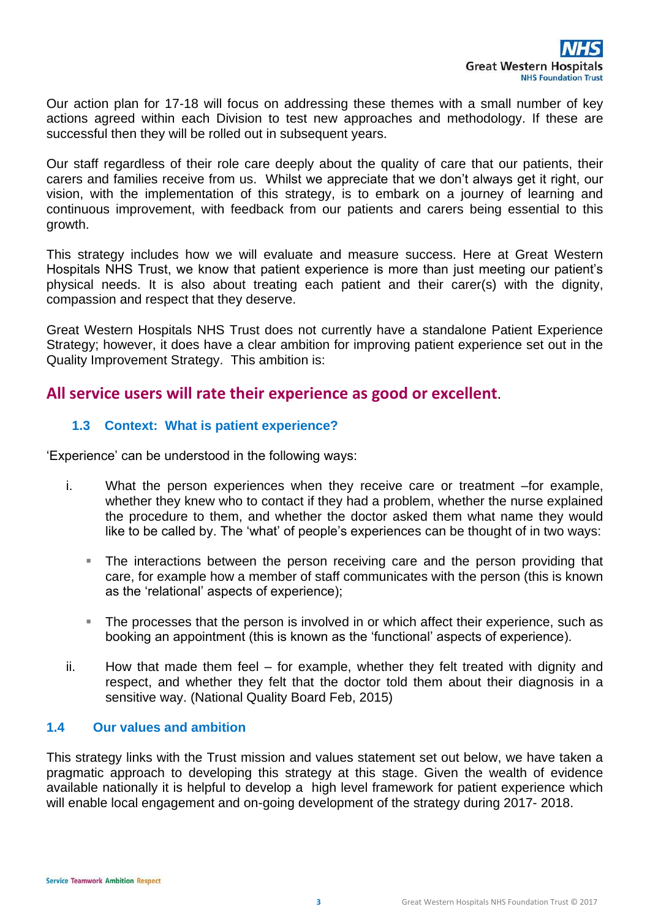Our action plan for 17-18 will focus on addressing these themes with a small number of key actions agreed within each Division to test new approaches and methodology. If these are successful then they will be rolled out in subsequent years.

Our staff regardless of their role care deeply about the quality of care that our patients, their carers and families receive from us. Whilst we appreciate that we don't always get it right, our vision, with the implementation of this strategy, is to embark on a journey of learning and continuous improvement, with feedback from our patients and carers being essential to this growth.

This strategy includes how we will evaluate and measure success. Here at Great Western Hospitals NHS Trust, we know that patient experience is more than just meeting our patient's physical needs. It is also about treating each patient and their carer(s) with the dignity, compassion and respect that they deserve.

Great Western Hospitals NHS Trust does not currently have a standalone Patient Experience Strategy; however, it does have a clear ambition for improving patient experience set out in the Quality Improvement Strategy. This ambition is:

**All service users will rate their experience as good or excellent**.

### 1.3 Context: What is patient experience?

'Experience' can be understood in the following ways:

i. What the person experiences when they receive care or treatment –for example, whether they knew who to contact if they had a problem, whether the nurse explained the procedure to them, and whether the doctor asked them what name they would like to be called by. The 'what' of people's experiences can be thought of in two ways:

   - The interactions between the person receiving care and the person providing that care, for example how a member of staff communicates with the person (this is known as the 'relational' aspects of experience);

   - The processes that the person is involved in or which affect their experience, such as booking an appointment (this is known as the 'functional' aspects of experience).

ii. How that made them feel – for example, whether they felt treated with dignity and respect, and whether they felt that the doctor told them about their diagnosis in a sensitive way. (National Quality Board Feb, 2015)

### 1.4 Our values and ambition

This strategy links with the Trust mission and values statement set out below, we have taken a pragmatic approach to developing this strategy at this stage. Given the wealth of evidence available nationally it is helpful to develop a high level framework for patient experience which will enable local engagement and on-going development of the strategy during 2017- 2018.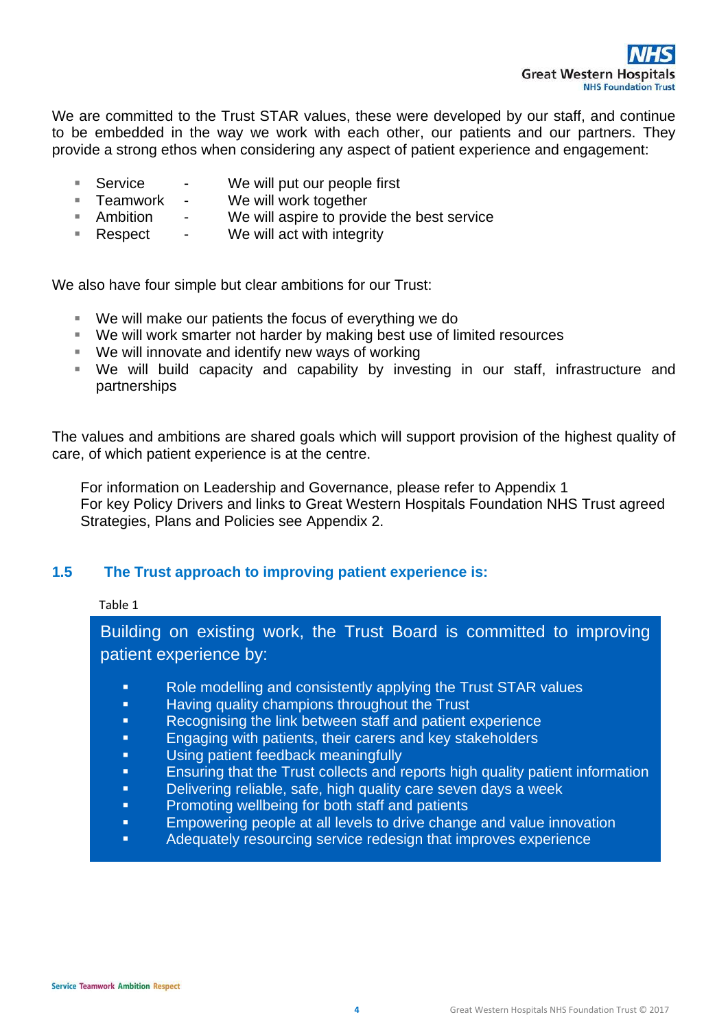We are committed to the Trust STAR values, these were developed by our staff, and continue to be embedded in the way we work with each other, our patients and our partners. They provide a strong ethos when considering any aspect of patient experience and engagement:

- Service - We will put our people first
- Teamwork - We will work together
- Ambition - We will aspire to provide the best service
- Respect - We will act with integrity

We also have four simple but clear ambitions for our Trust:

- We will make our patients the focus of everything we do
- We will work smarter not harder by making best use of limited resources
- We will innovate and identify new ways of working
- We will build capacity and capability by investing in our staff, infrastructure and partnerships

The values and ambitions are shared goals which will support provision of the highest quality of care, of which patient experience is at the centre.

For information on Leadership and Governance, please refer to Appendix 1
For key Policy Drivers and links to Great Western Hospitals Foundation NHS Trust agreed Strategies, Plans and Policies see Appendix 2.

## 1.5 The Trust approach to improving patient experience is:

Table 1

Building on existing work, the Trust Board is committed to improving patient experience by:

- Role modelling and consistently applying the Trust STAR values
- Having quality champions throughout the Trust
- Recognising the link between staff and patient experience
- Engaging with patients, their carers and key stakeholders
- Using patient feedback meaningfully
- Ensuring that the Trust collects and reports high quality patient information
- Delivering reliable, safe, high quality care seven days a week
- Promoting wellbeing for both staff and patients
- Empowering people at all levels to drive change and value innovation
- Adequately resourcing service redesign that improves experience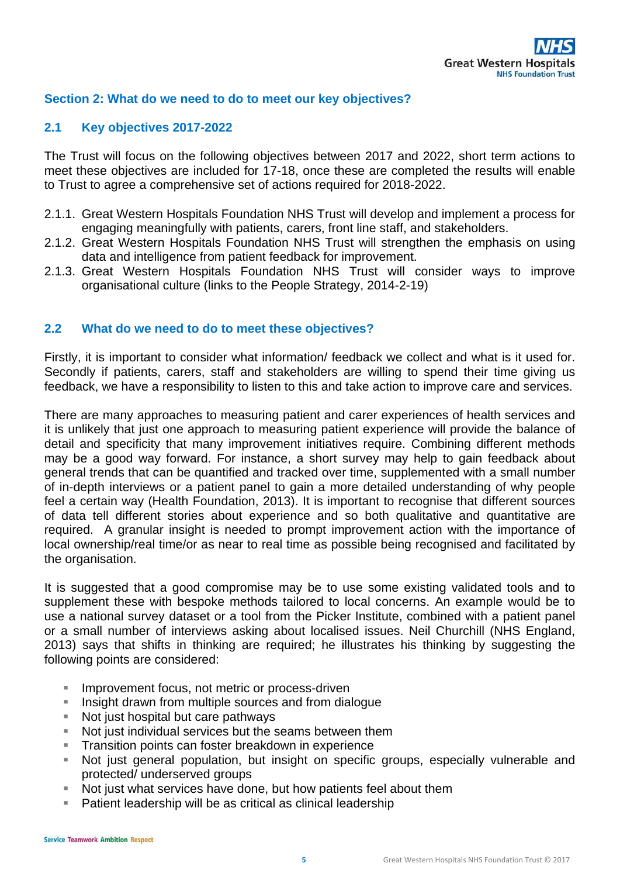## Section 2: What do we need to do to meet our key objectives?

### 2.1 Key objectives 2017-2022

The Trust will focus on the following objectives between 2017 and 2022, short term actions to meet these objectives are included for 17-18, once these are completed the results will enable to Trust to agree a comprehensive set of actions required for 2018-2022.

2.1.1. Great Western Hospitals Foundation NHS Trust will develop and implement a process for engaging meaningfully with patients, carers, front line staff, and stakeholders.
2.1.2. Great Western Hospitals Foundation NHS Trust will strengthen the emphasis on using data and intelligence from patient feedback for improvement.
2.1.3. Great Western Hospitals Foundation NHS Trust will consider ways to improve organisational culture (links to the People Strategy, 2014-2-19)

### 2.2 What do we need to do to meet these objectives?

Firstly, it is important to consider what information/ feedback we collect and what is it used for. Secondly if patients, carers, staff and stakeholders are willing to spend their time giving us feedback, we have a responsibility to listen to this and take action to improve care and services.

There are many approaches to measuring patient and carer experiences of health services and it is unlikely that just one approach to measuring patient experience will provide the balance of detail and specificity that many improvement initiatives require. Combining different methods may be a good way forward. For instance, a short survey may help to gain feedback about general trends that can be quantified and tracked over time, supplemented with a small number of in-depth interviews or a patient panel to gain a more detailed understanding of why people feel a certain way (Health Foundation, 2013). It is important to recognise that different sources of data tell different stories about experience and so both qualitative and quantitative are required. A granular insight is needed to prompt improvement action with the importance of local ownership/real time/or as near to real time as possible being recognised and facilitated by the organisation.

It is suggested that a good compromise may be to use some existing validated tools and to supplement these with bespoke methods tailored to local concerns. An example would be to use a national survey dataset or a tool from the Picker Institute, combined with a patient panel or a small number of interviews asking about localised issues. Neil Churchill (NHS England, 2013) says that shifts in thinking are required; he illustrates his thinking by suggesting the following points are considered:

- Improvement focus, not metric or process-driven
- Insight drawn from multiple sources and from dialogue
- Not just hospital but care pathways
- Not just individual services but the seams between them
- Transition points can foster breakdown in experience
- Not just general population, but insight on specific groups, especially vulnerable and protected/ underserved groups
- Not just what services have done, but how patients feel about them
- Patient leadership will be as critical as clinical leadership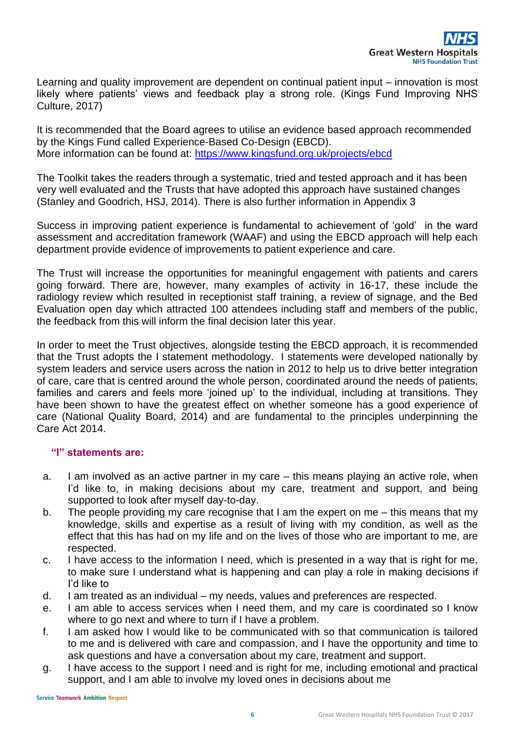Learning and quality improvement are dependent on continual patient input – innovation is most likely where patients' views and feedback play a strong role. (Kings Fund Improving NHS Culture, 2017)

It is recommended that the Board agrees to utilise an evidence based approach recommended by the Kings Fund called Experience-Based Co-Design (EBCD).
More information can be found at: [https://www.kingsfund.org.uk/projects/ebcd](https://www.kingsfund.org.uk/projects/ebcd)

The Toolkit takes the readers through a systematic, tried and tested approach and it has been very well evaluated and the Trusts that have adopted this approach have sustained changes (Stanley and Goodrich, HSJ, 2014). There is also further information in Appendix 3

Success in improving patient experience is fundamental to achievement of 'gold' in the ward assessment and accreditation framework (WAAF) and using the EBCD approach will help each department provide evidence of improvements to patient experience and care.

The Trust will increase the opportunities for meaningful engagement with patients and carers going forward. There are, however, many examples of activity in 16-17, these include the radiology review which resulted in receptionist staff training, a review of signage, and the Bed Evaluation open day which attracted 100 attendees including staff and members of the public, the feedback from this will inform the final decision later this year.

In order to meet the Trust objectives, alongside testing the EBCD approach, it is recommended that the Trust adopts the I statement methodology. I statements were developed nationally by system leaders and service users across the nation in 2012 to help us to drive better integration of care, care that is centred around the whole person, coordinated around the needs of patients, families and carers and feels more 'joined up' to the individual, including at transitions. They have been shown to have the greatest effect on whether someone has a good experience of care (National Quality Board, 2014) and are fundamental to the principles underpinning the Care Act 2014.

**"I" statements are:**

a. I am involved as an active partner in my care – this means playing an active role, when I'd like to, in making decisions about my care, treatment and support, and being supported to look after myself day-to-day.
b. The people providing my care recognise that I am the expert on me – this means that my knowledge, skills and expertise as a result of living with my condition, as well as the effect that this has had on my life and on the lives of those who are important to me, are respected.
c. I have access to the information I need, which is presented in a way that is right for me, to make sure I understand what is happening and can play a role in making decisions if I'd like to
d. I am treated as an individual – my needs, values and preferences are respected.
e. I am able to access services when I need them, and my care is coordinated so I know where to go next and where to turn if I have a problem.
f. I am asked how I would like to be communicated with so that communication is tailored to me and is delivered with care and compassion, and I have the opportunity and time to ask questions and have a conversation about my care, treatment and support.
g. I have access to the support I need and is right for me, including emotional and practical support, and I am able to involve my loved ones in decisions about me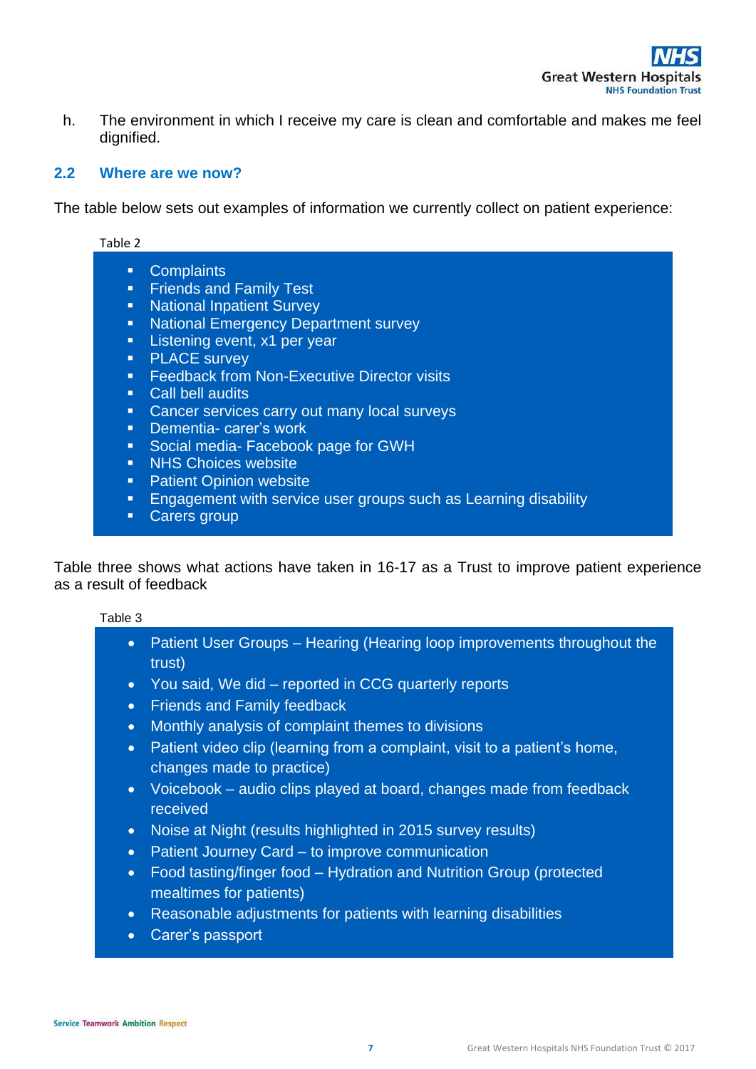h. The environment in which I receive my care is clean and comfortable and makes me feel dignified.

## 2.2 Where are we now?

The table below sets out examples of information we currently collect on patient experience:

Table 2

- Complaints
- Friends and Family Test
- National Inpatient Survey
- National Emergency Department survey
- Listening event, x1 per year
- PLACE survey
- Feedback from Non-Executive Director visits
- Call bell audits
- Cancer services carry out many local surveys
- Dementia- carer's work
- Social media- Facebook page for GWH
- NHS Choices website
- Patient Opinion website
- Engagement with service user groups such as Learning disability
- Carers group

Table three shows what actions have taken in 16-17 as a Trust to improve patient experience as a result of feedback

Table 3

- Patient User Groups – Hearing (Hearing loop improvements throughout the trust)
- You said, We did – reported in CCG quarterly reports
- Friends and Family feedback
- Monthly analysis of complaint themes to divisions
- Patient video clip (learning from a complaint, visit to a patient's home, changes made to practice)
- Voicebook – audio clips played at board, changes made from feedback received
- Noise at Night (results highlighted in 2015 survey results)
- Patient Journey Card – to improve communication
- Food tasting/finger food – Hydration and Nutrition Group (protected mealtimes for patients)
- Reasonable adjustments for patients with learning disabilities
- Carer's passport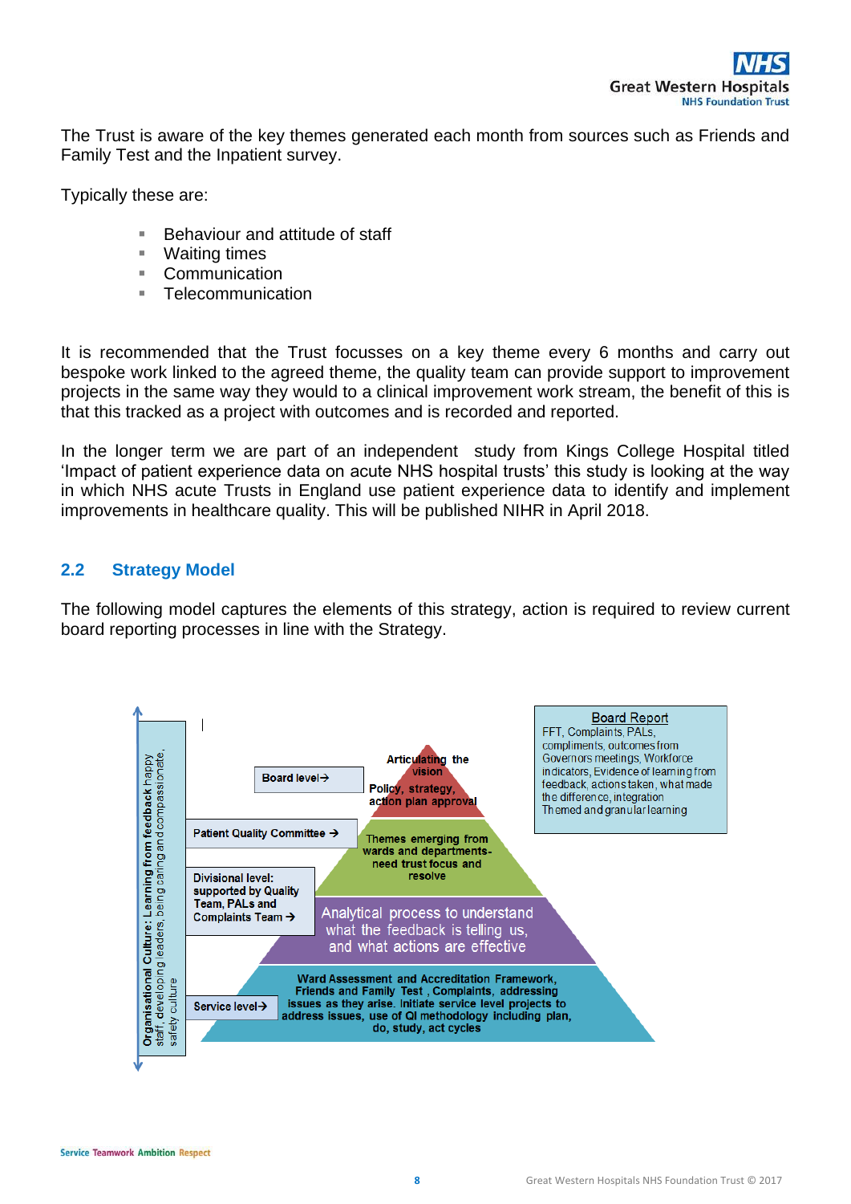The Trust is aware of the key themes generated each month from sources such as Friends and Family Test and the Inpatient survey.

Typically these are:

- Behaviour and attitude of staff
- Waiting times
- Communication
- Telecommunication

It is recommended that the Trust focusses on a key theme every 6 months and carry out bespoke work linked to the agreed theme, the quality team can provide support to improvement projects in the same way they would to a clinical improvement work stream, the benefit of this is that this tracked as a project with outcomes and is recorded and reported.

In the longer term we are part of an independent study from Kings College Hospital titled 'Impact of patient experience data on acute NHS hospital trusts' this study is looking at the way in which NHS acute Trusts in England use patient experience data to identify and implement improvements in healthcare quality. This will be published NIHR in April 2018.

## 2.2 Strategy Model

The following model captures the elements of this strategy, action is required to review current board reporting processes in line with the Strategy.

**Organisational Culture: Learning from feedback** happy staff, developing leaders, being caring and compassionate, safety culture

Board level→ Articulating the vision. Policy, strategy, action plan approval

Patient Quality Committee → Themes emerging from wards and departments- need trust focus and resolve

Divisional level: supported by Quality Team, PALs and Complaints Team → Analytical process to understand what the feedback is telling us, and what actions are effective

Service level→ Ward Assessment and Accreditation Framework, Friends and Family Test , Complaints, addressing issues as they arise. Initiate service level projects to address issues, use of QI methodology including plan, do, study, act cycles

**Board Report**
FFT, Complaints, PALs, compliments, outcomes from Governors meetings, Workforce indicators, Evidence of learning from feedback, actions taken, what made the difference, integration
Themed and granular learning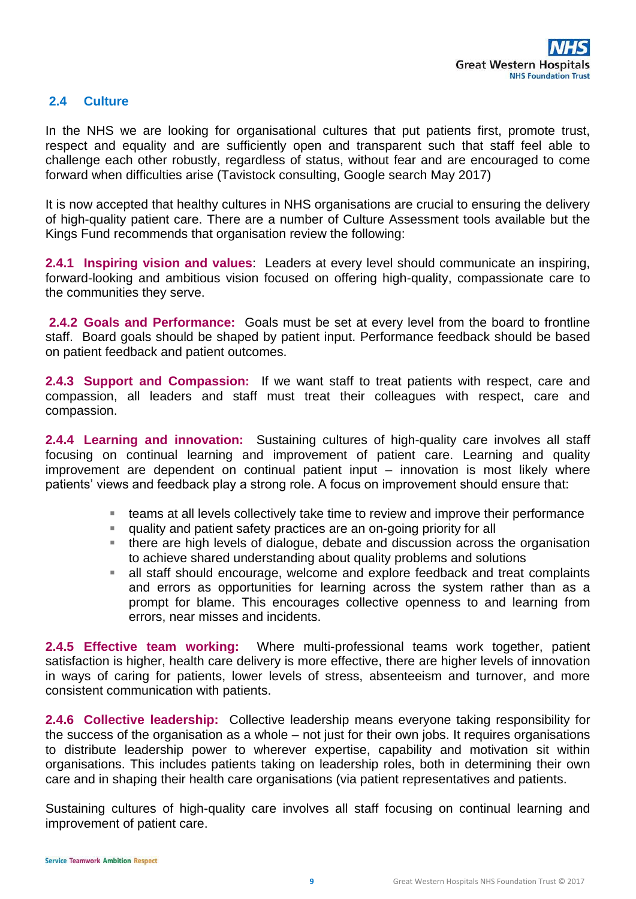## 2.4 Culture

In the NHS we are looking for organisational cultures that put patients first, promote trust, respect and equality and are sufficiently open and transparent such that staff feel able to challenge each other robustly, regardless of status, without fear and are encouraged to come forward when difficulties arise (Tavistock consulting, Google search May 2017)

It is now accepted that healthy cultures in NHS organisations are crucial to ensuring the delivery of high-quality patient care. There are a number of Culture Assessment tools available but the Kings Fund recommends that organisation review the following:

**2.4.1 Inspiring vision and values**: Leaders at every level should communicate an inspiring, forward-looking and ambitious vision focused on offering high-quality, compassionate care to the communities they serve.

**2.4.2 Goals and Performance:** Goals must be set at every level from the board to frontline staff. Board goals should be shaped by patient input. Performance feedback should be based on patient feedback and patient outcomes.

**2.4.3 Support and Compassion:** If we want staff to treat patients with respect, care and compassion, all leaders and staff must treat their colleagues with respect, care and compassion.

**2.4.4 Learning and innovation:** Sustaining cultures of high-quality care involves all staff focusing on continual learning and improvement of patient care. Learning and quality improvement are dependent on continual patient input – innovation is most likely where patients' views and feedback play a strong role. A focus on improvement should ensure that:

- teams at all levels collectively take time to review and improve their performance
- quality and patient safety practices are an on-going priority for all
- there are high levels of dialogue, debate and discussion across the organisation to achieve shared understanding about quality problems and solutions
- all staff should encourage, welcome and explore feedback and treat complaints and errors as opportunities for learning across the system rather than as a prompt for blame. This encourages collective openness to and learning from errors, near misses and incidents.

**2.4.5 Effective team working:** Where multi-professional teams work together, patient satisfaction is higher, health care delivery is more effective, there are higher levels of innovation in ways of caring for patients, lower levels of stress, absenteeism and turnover, and more consistent communication with patients.

**2.4.6 Collective leadership:** Collective leadership means everyone taking responsibility for the success of the organisation as a whole – not just for their own jobs. It requires organisations to distribute leadership power to wherever expertise, capability and motivation sit within organisations. This includes patients taking on leadership roles, both in determining their own care and in shaping their health care organisations (via patient representatives and patients.

Sustaining cultures of high-quality care involves all staff focusing on continual learning and improvement of patient care.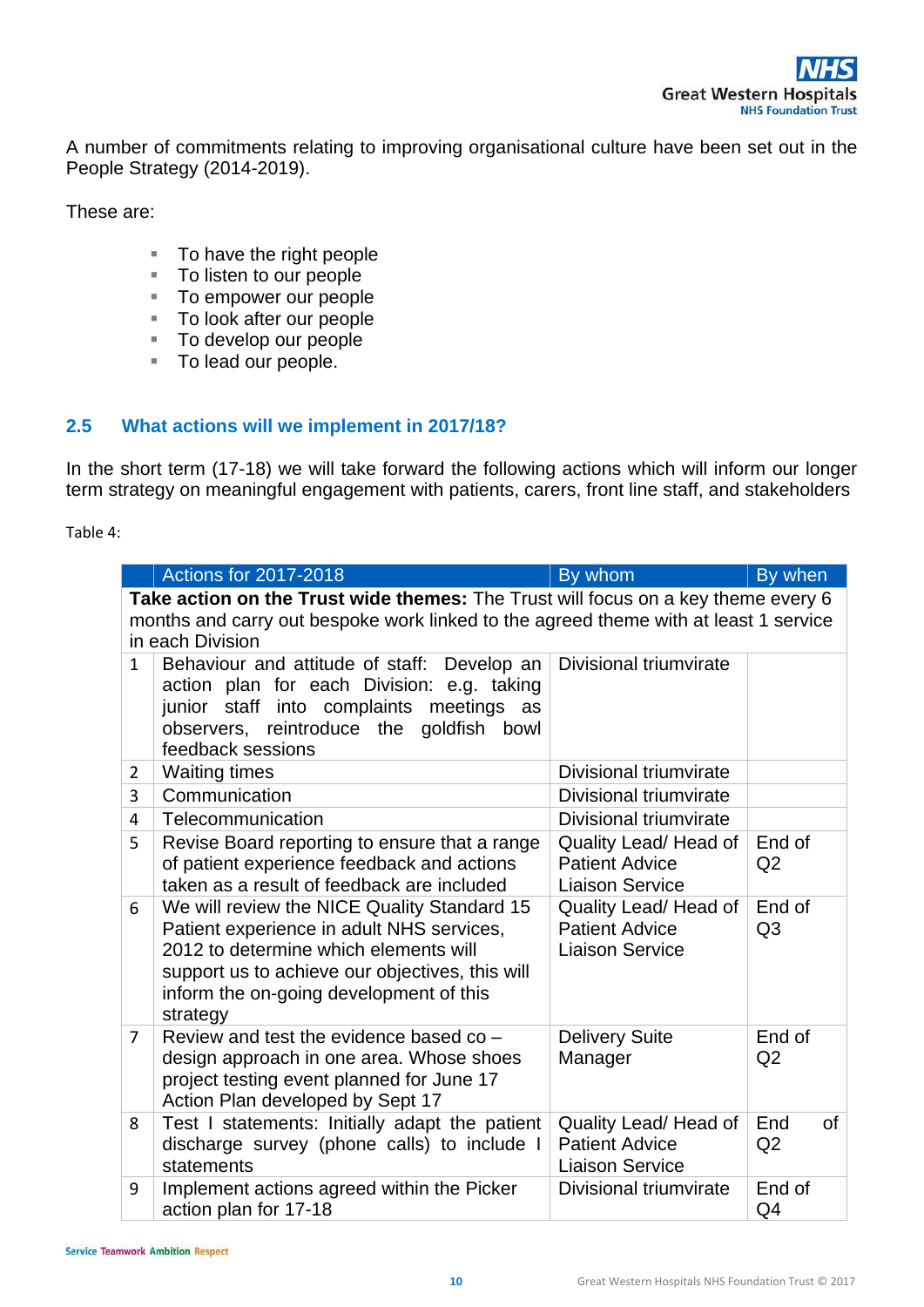A number of commitments relating to improving organisational culture have been set out in the People Strategy (2014-2019).

These are:

- To have the right people
- To listen to our people
- To empower our people
- To look after our people
- To develop our people
- To lead our people.

## 2.5 What actions will we implement in 2017/18?

In the short term (17-18) we will take forward the following actions which will inform our longer term strategy on meaningful engagement with patients, carers, front line staff, and stakeholders

Table 4:

| | Actions for 2017-2018 | By whom | By when |
|---|---|---|---|
| **Take action on the Trust wide themes:** The Trust will focus on a key theme every 6 months and carry out bespoke work linked to the agreed theme with at least 1 service in each Division | | | |
| 1 | Behaviour and attitude of staff: Develop an action plan for each Division: e.g. taking junior staff into complaints meetings as observers, reintroduce the goldfish bowl feedback sessions | Divisional triumvirate | |
| 2 | Waiting times | Divisional triumvirate | |
| 3 | Communication | Divisional triumvirate | |
| 4 | Telecommunication | Divisional triumvirate | |
| 5 | Revise Board reporting to ensure that a range of patient experience feedback and actions taken as a result of feedback are included | Quality Lead/ Head of Patient Advice Liaison Service | End of Q2 |
| 6 | We will review the NICE Quality Standard 15 Patient experience in adult NHS services, 2012 to determine which elements will support us to achieve our objectives, this will inform the on-going development of this strategy | Quality Lead/ Head of Patient Advice Liaison Service | End of Q3 |
| 7 | Review and test the evidence based co – design approach in one area. Whose shoes project testing event planned for June 17 Action Plan developed by Sept 17 | Delivery Suite Manager | End of Q2 |
| 8 | Test I statements: Initially adapt the patient discharge survey (phone calls) to include I statements | Quality Lead/ Head of Patient Advice Liaison Service | End of Q2 |
| 9 | Implement actions agreed within the Picker action plan for 17-18 | Divisional triumvirate | End of Q4 |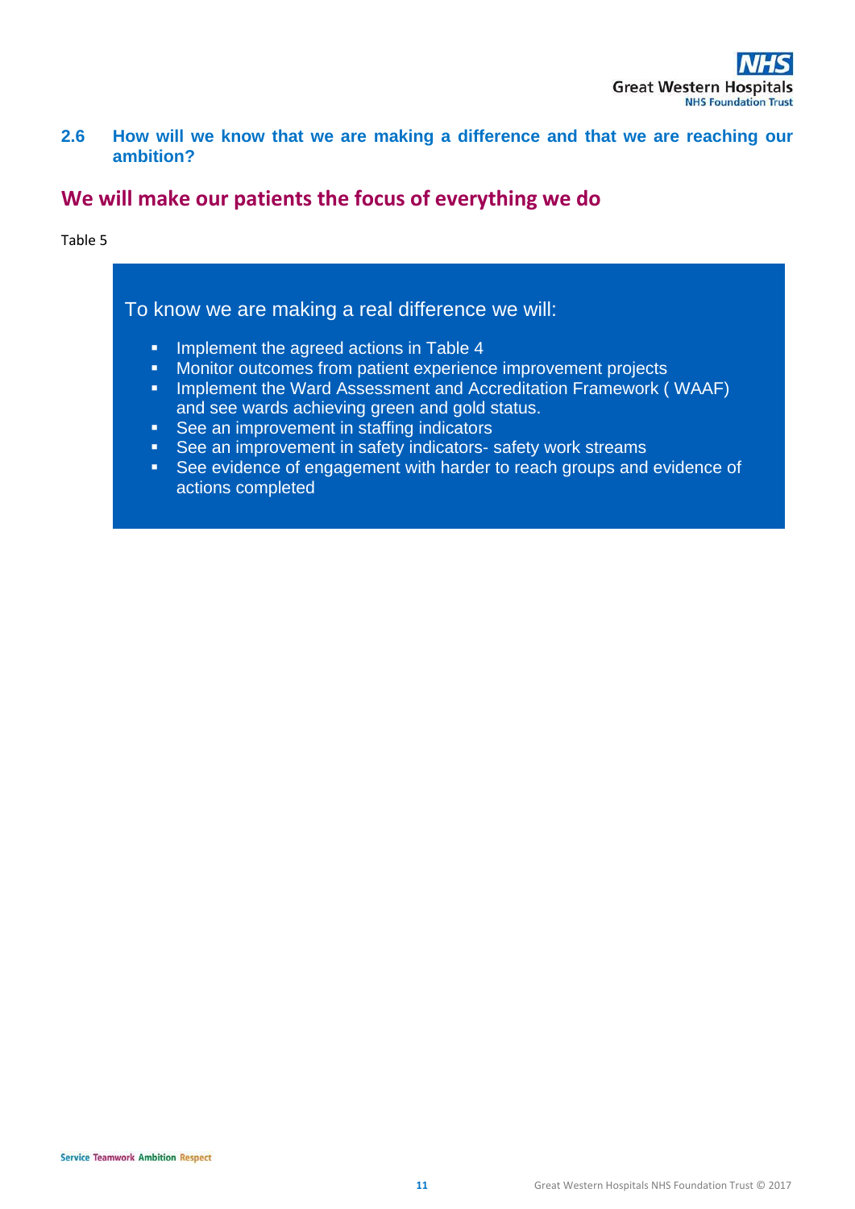## 2.6 How will we know that we are making a difference and that we are reaching our ambition?

## We will make our patients the focus of everything we do

Table 5

To know we are making a real difference we will:

- Implement the agreed actions in Table 4
- Monitor outcomes from patient experience improvement projects
- Implement the Ward Assessment and Accreditation Framework ( WAAF) and see wards achieving green and gold status.
- See an improvement in staffing indicators
- See an improvement in safety indicators- safety work streams
- See evidence of engagement with harder to reach groups and evidence of actions completed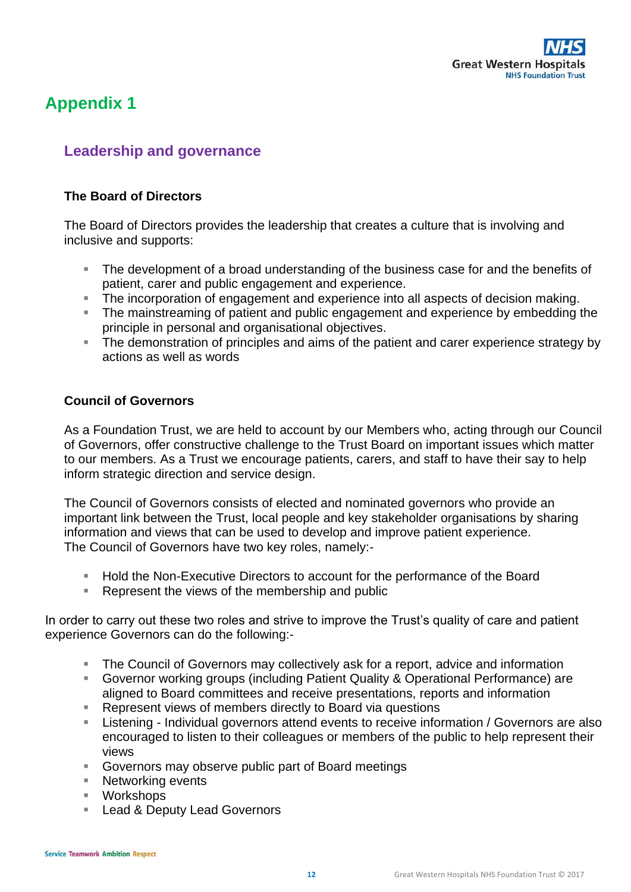# Appendix 1

## Leadership and governance

### The Board of Directors

The Board of Directors provides the leadership that creates a culture that is involving and inclusive and supports:

- The development of a broad understanding of the business case for and the benefits of patient, carer and public engagement and experience.
- The incorporation of engagement and experience into all aspects of decision making.
- The mainstreaming of patient and public engagement and experience by embedding the principle in personal and organisational objectives.
- The demonstration of principles and aims of the patient and carer experience strategy by actions as well as words

### Council of Governors

As a Foundation Trust, we are held to account by our Members who, acting through our Council of Governors, offer constructive challenge to the Trust Board on important issues which matter to our members. As a Trust we encourage patients, carers, and staff to have their say to help inform strategic direction and service design.

The Council of Governors consists of elected and nominated governors who provide an important link between the Trust, local people and key stakeholder organisations by sharing information and views that can be used to develop and improve patient experience.
The Council of Governors have two key roles, namely:-

- Hold the Non-Executive Directors to account for the performance of the Board
- Represent the views of the membership and public

In order to carry out these two roles and strive to improve the Trust's quality of care and patient experience Governors can do the following:-

- The Council of Governors may collectively ask for a report, advice and information
- Governor working groups (including Patient Quality & Operational Performance) are aligned to Board committees and receive presentations, reports and information
- Represent views of members directly to Board via questions
- Listening - Individual governors attend events to receive information / Governors are also encouraged to listen to their colleagues or members of the public to help represent their views
- Governors may observe public part of Board meetings
- Networking events
- Workshops
- Lead & Deputy Lead Governors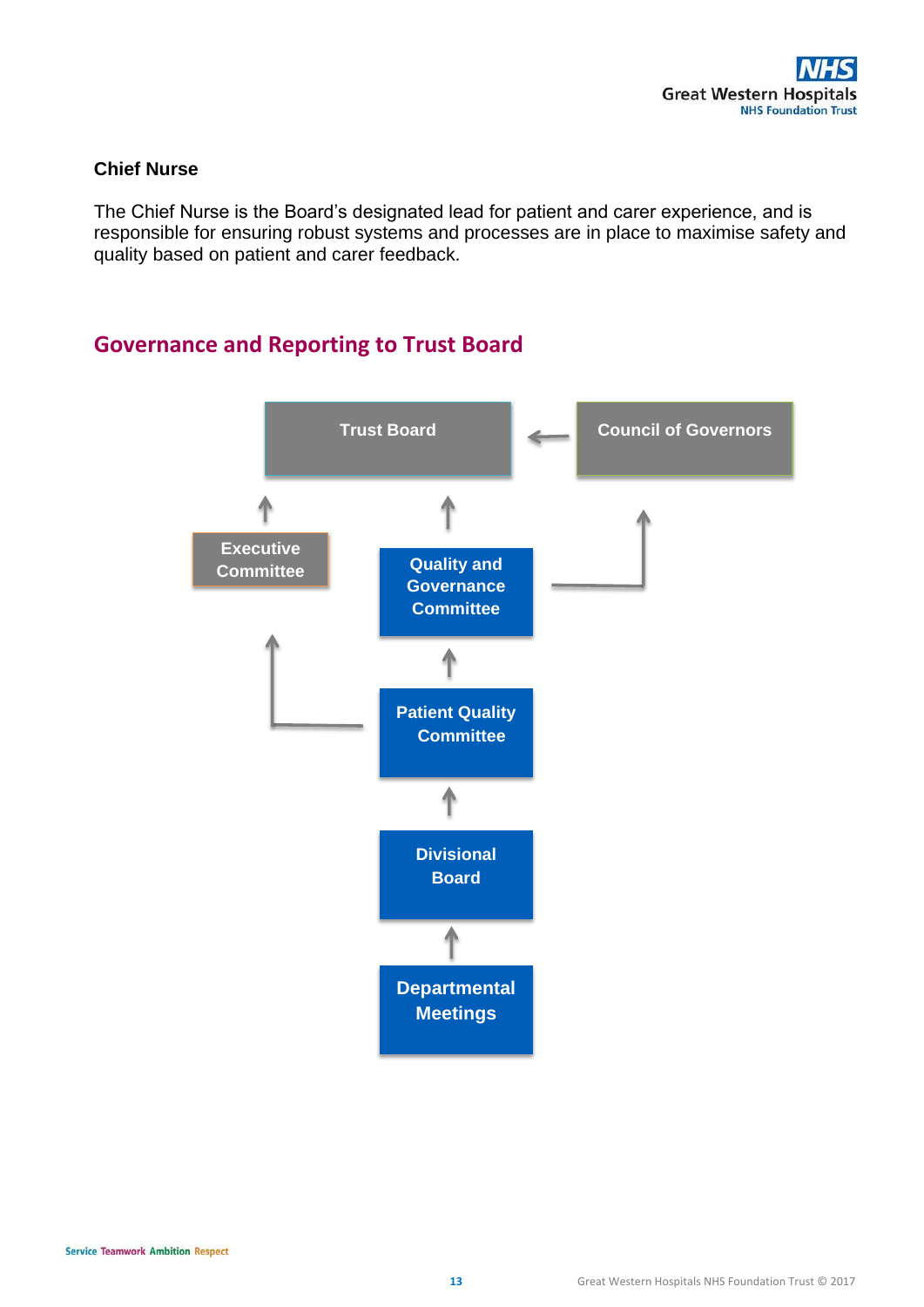### Chief Nurse

The Chief Nurse is the Board's designated lead for patient and carer experience, and is responsible for ensuring robust systems and processes are in place to maximise safety and quality based on patient and carer feedback.

## Governance and Reporting to Trust Board

Trust Board

Council of Governors

Executive Committee

Quality and Governance Committee

Patient Quality Committee

Divisional Board

Departmental Meetings

Service Teamwork Ambition Respect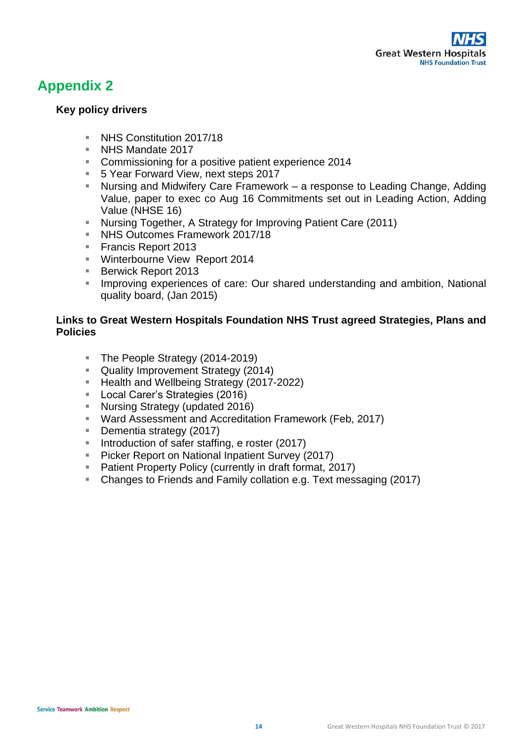# Appendix 2

**Key policy drivers**

- NHS Constitution 2017/18
- NHS Mandate 2017
- Commissioning for a positive patient experience 2014
- 5 Year Forward View, next steps 2017
- Nursing and Midwifery Care Framework – a response to Leading Change, Adding Value, paper to exec co Aug 16 Commitments set out in Leading Action, Adding Value (NHSE 16)
- Nursing Together, A Strategy for Improving Patient Care (2011)
- NHS Outcomes Framework 2017/18
- Francis Report 2013
- Winterbourne View Report 2014
- Berwick Report 2013
- Improving experiences of care: Our shared understanding and ambition, National quality board, (Jan 2015)

**Links to Great Western Hospitals Foundation NHS Trust agreed Strategies, Plans and Policies**

- The People Strategy (2014-2019)
- Quality Improvement Strategy (2014)
- Health and Wellbeing Strategy (2017-2022)
- Local Carer's Strategies (2016)
- Nursing Strategy (updated 2016)
- Ward Assessment and Accreditation Framework (Feb, 2017)
- Dementia strategy (2017)
- Introduction of safer staffing, e roster (2017)
- Picker Report on National Inpatient Survey (2017)
- Patient Property Policy (currently in draft format, 2017)
- Changes to Friends and Family collation e.g. Text messaging (2017)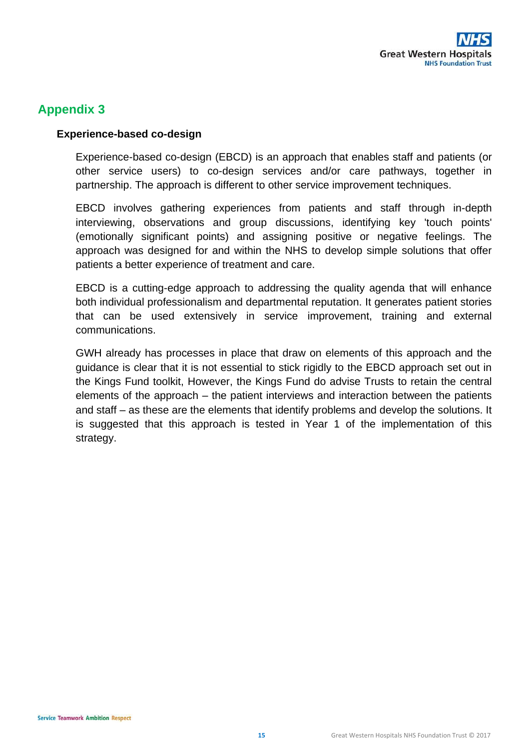# Appendix 3

### Experience-based co-design

Experience-based co-design (EBCD) is an approach that enables staff and patients (or other service users) to co-design services and/or care pathways, together in partnership. The approach is different to other service improvement techniques.

EBCD involves gathering experiences from patients and staff through in-depth interviewing, observations and group discussions, identifying key 'touch points' (emotionally significant points) and assigning positive or negative feelings. The approach was designed for and within the NHS to develop simple solutions that offer patients a better experience of treatment and care.

EBCD is a cutting-edge approach to addressing the quality agenda that will enhance both individual professionalism and departmental reputation. It generates patient stories that can be used extensively in service improvement, training and external communications.

GWH already has processes in place that draw on elements of this approach and the guidance is clear that it is not essential to stick rigidly to the EBCD approach set out in the Kings Fund toolkit, However, the Kings Fund do advise Trusts to retain the central elements of the approach – the patient interviews and interaction between the patients and staff – as these are the elements that identify problems and develop the solutions. It is suggested that this approach is tested in Year 1 of the implementation of this strategy.